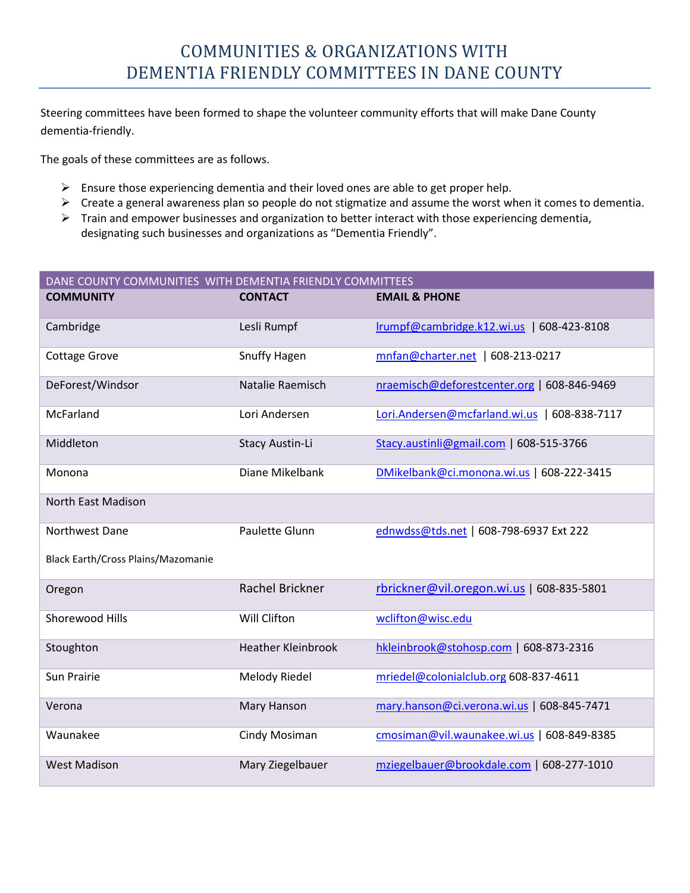# COMMUNITIES & ORGANIZATIONS WITH DEMENTIA FRIENDLY COMMITTEES IN DANE COUNTY

Steering committees have been formed to shape the volunteer community efforts that will make Dane County dementia-friendly.

The goals of these committees are as follows.

- Ensure those experiencing dementia and their loved ones are able to get proper help.
- Create a general awareness plan so people do not stigmatize and assume the worst when it comes to dementia.
- Train and empower businesses and organization to better interact with those experiencing dementia, designating such businesses and organizations as "Dementia Friendly".

| DANE COUNTY COMMUNITIES WITH DEMENTIA FRIENDLY COMMITTEES | | |
|---|---|---|
| **COMMUNITY** | **CONTACT** | **EMAIL & PHONE** |
| Cambridge | Lesli Rumpf | lrumpf@cambridge.k12.wi.us \| 608-423-8108 |
| Cottage Grove | Snuffy Hagen | mnfan@charter.net \| 608-213-0217 |
| DeForest/Windsor | Natalie Raemisch | nraemisch@deforestcenter.org \| 608-846-9469 |
| McFarland | Lori Andersen | Lori.Andersen@mcfarland.wi.us \| 608-838-7117 |
| Middleton | Stacy Austin-Li | Stacy.austinli@gmail.com \| 608-515-3766 |
| Monona | Diane Mikelbank | DMikelbank@ci.monona.wi.us \| 608-222-3415 |
| North East Madison | | |
| Northwest Dane<br>Black Earth/Cross Plains/Mazomanie | Paulette Glunn | ednwdss@tds.net \| 608-798-6937 Ext 222 |
| Oregon | Rachel Brickner | rbrickner@vil.oregon.wi.us \| 608-835-5801 |
| Shorewood Hills | Will Clifton | wclifton@wisc.edu |
| Stoughton | Heather Kleinbrook | hkleinbrook@stohosp.com \| 608-873-2316 |
| Sun Prairie | Melody Riedel | mriedel@colonialclub.org 608-837-4611 |
| Verona | Mary Hanson | mary.hanson@ci.verona.wi.us \| 608-845-7471 |
| Waunakee | Cindy Mosiman | cmosiman@vil.waunakee.wi.us \| 608-849-8385 |
| West Madison | Mary Ziegelbauer | mziegelbauer@brookdale.com \| 608-277-1010 |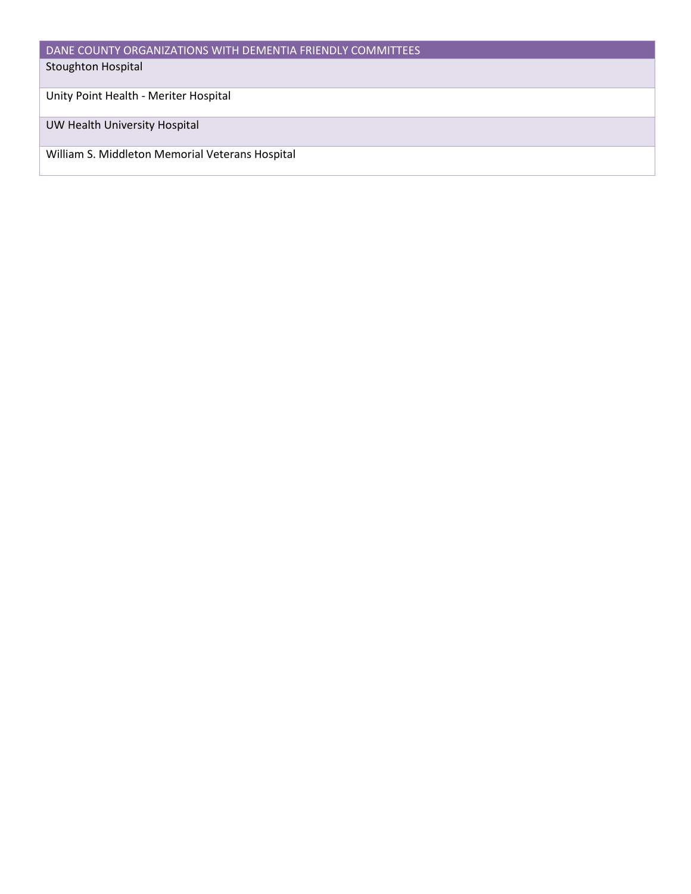| DANE COUNTY ORGANIZATIONS WITH DEMENTIA FRIENDLY COMMITTEES |
| --- |
| Stoughton Hospital |
| Unity Point Health - Meriter Hospital |
| UW Health University Hospital |
| William S. Middleton Memorial Veterans Hospital |